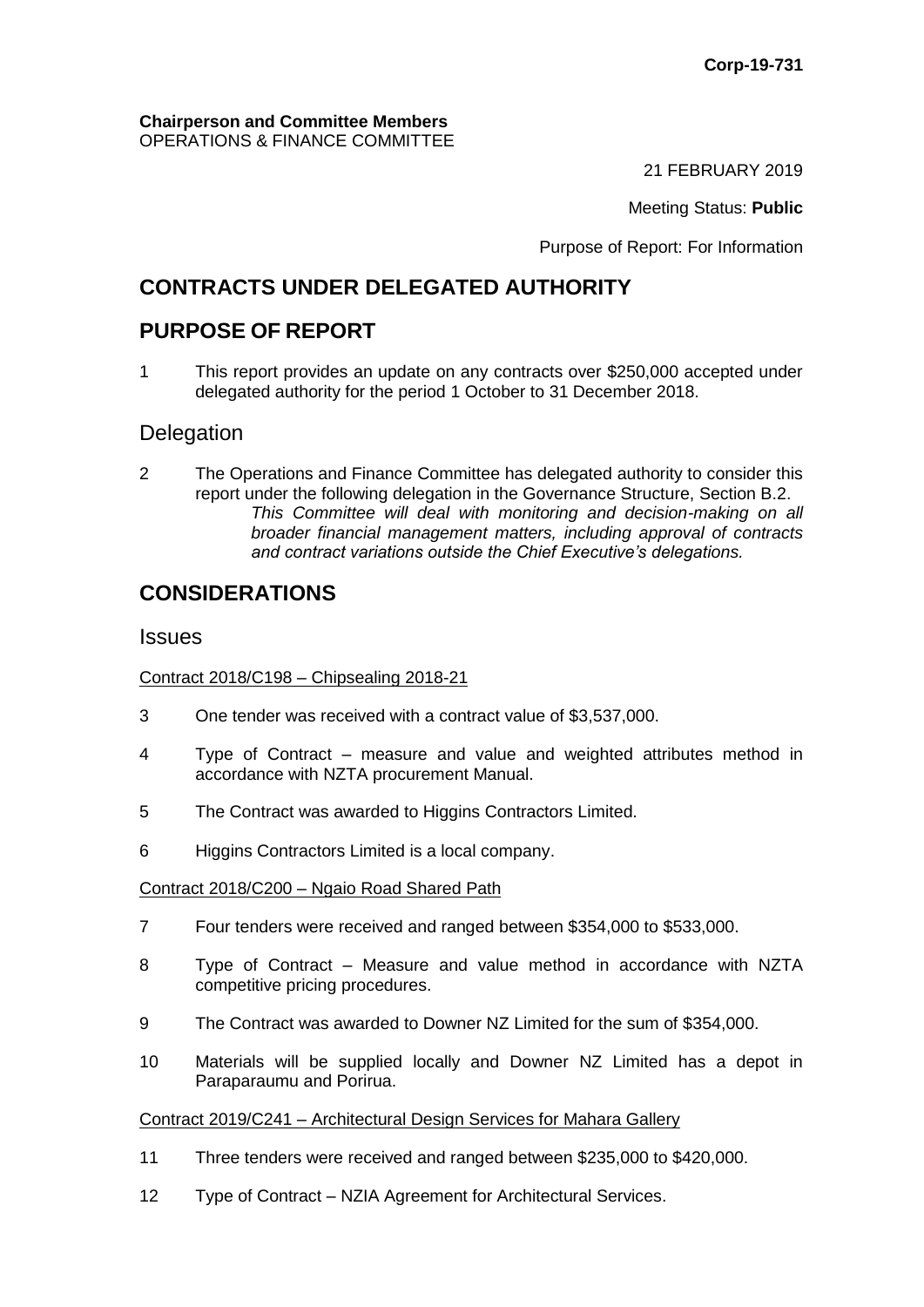**Corp-19-731**

**Chairperson and Committee Members**
OPERATIONS & FINANCE COMMITTEE

21 FEBRUARY 2019

Meeting Status: **Public**

Purpose of Report: For Information

## CONTRACTS UNDER DELEGATED AUTHORITY

## PURPOSE OF REPORT

1 This report provides an update on any contracts over $250,000 accepted under delegated authority for the period 1 October to 31 December 2018.

### Delegation

2 The Operations and Finance Committee has delegated authority to consider this report under the following delegation in the Governance Structure, Section B.2.

*This Committee will deal with monitoring and decision-making on all broader financial management matters, including approval of contracts and contract variations outside the Chief Executive's delegations.*

## CONSIDERATIONS

### Issues

Contract 2018/C198 – Chipsealing 2018-21

3 One tender was received with a contract value of $3,537,000.

4 Type of Contract – measure and value and weighted attributes method in accordance with NZTA procurement Manual.

5 The Contract was awarded to Higgins Contractors Limited.

6 Higgins Contractors Limited is a local company.

Contract 2018/C200 – Ngaio Road Shared Path

7 Four tenders were received and ranged between $354,000 to $533,000.

8 Type of Contract – Measure and value method in accordance with NZTA competitive pricing procedures.

9 The Contract was awarded to Downer NZ Limited for the sum of $354,000.

10 Materials will be supplied locally and Downer NZ Limited has a depot in Paraparaumu and Porirua.

Contract 2019/C241 – Architectural Design Services for Mahara Gallery

11 Three tenders were received and ranged between $235,000 to $420,000.

12 Type of Contract – NZIA Agreement for Architectural Services.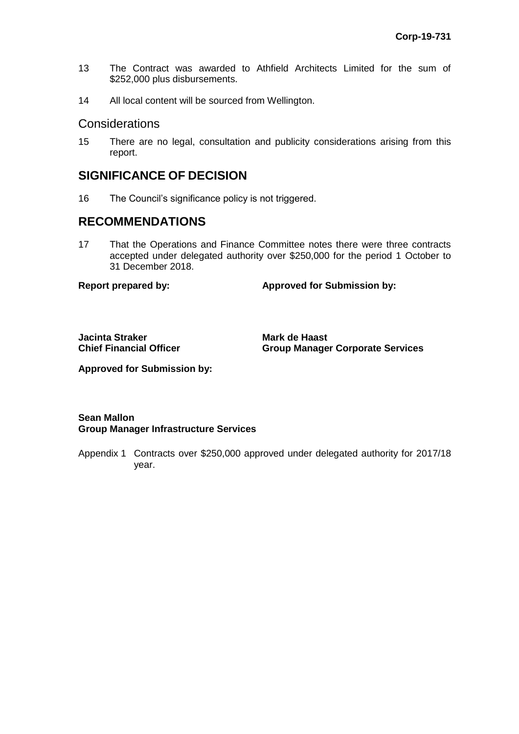13 The Contract was awarded to Athfield Architects Limited for the sum of $252,000 plus disbursements.

14 All local content will be sourced from Wellington.

### Considerations

15 There are no legal, consultation and publicity considerations arising from this report.

## SIGNIFICANCE OF DECISION

16 The Council's significance policy is not triggered.

## RECOMMENDATIONS

17 That the Operations and Finance Committee notes there were three contracts accepted under delegated authority over $250,000 for the period 1 October to 31 December 2018.

| | |
|---|---|
| **Report prepared by:** | **Approved for Submission by:** |
| **Jacinta Straker**<br>**Chief Financial Officer** | **Mark de Haast**<br>**Group Manager Corporate Services** |

**Approved for Submission by:**

**Sean Mallon**
**Group Manager Infrastructure Services**

Appendix 1 Contracts over $250,000 approved under delegated authority for 2017/18 year.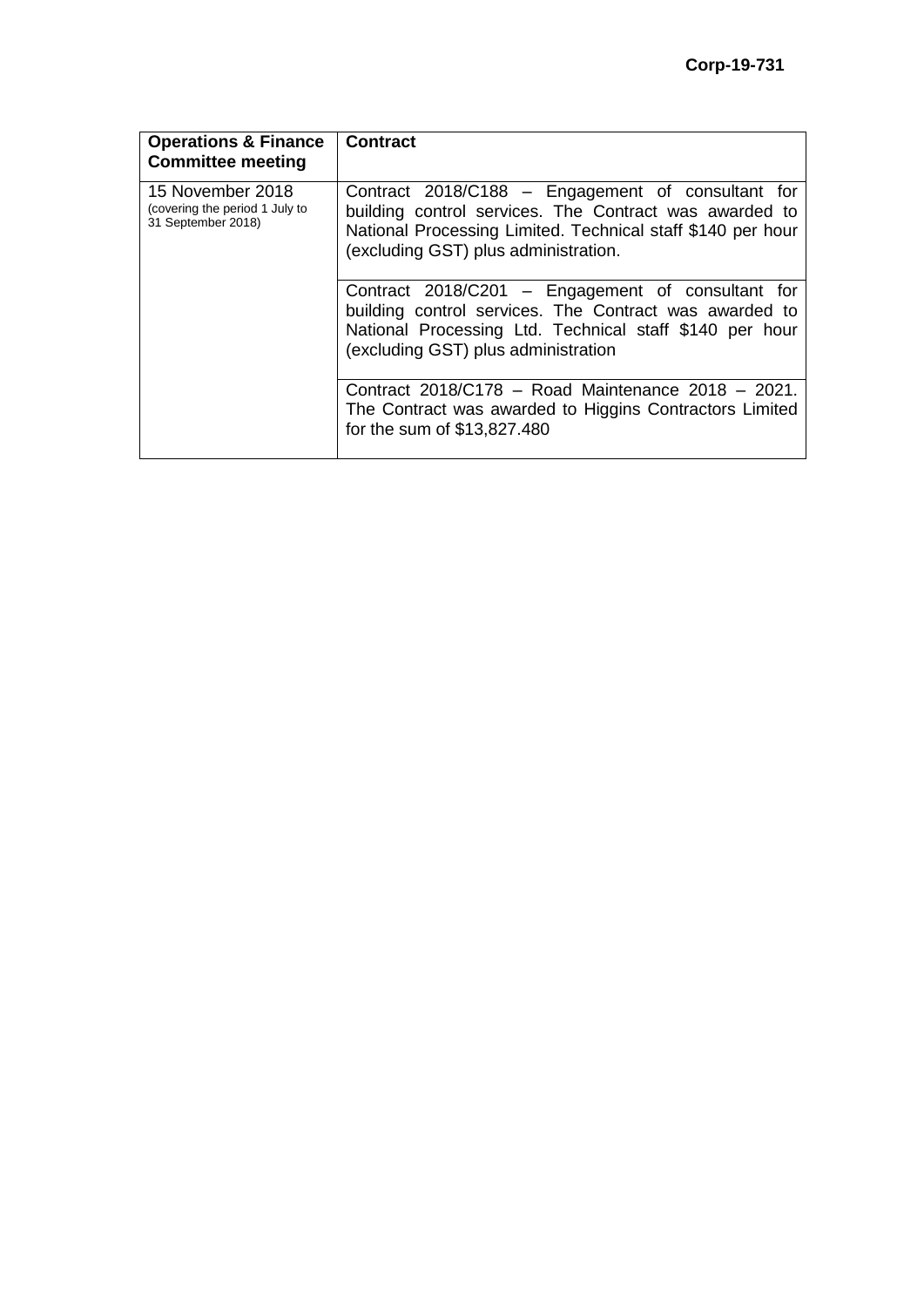| Operations & Finance Committee meeting | Contract |
|---|---|
| 15 November 2018 (covering the period 1 July to 31 September 2018) | Contract 2018/C188 – Engagement of consultant for building control services. The Contract was awarded to National Processing Limited. Technical staff $140 per hour (excluding GST) plus administration. |
| | Contract 2018/C201 – Engagement of consultant for building control services. The Contract was awarded to National Processing Ltd. Technical staff $140 per hour (excluding GST) plus administration |
| | Contract 2018/C178 – Road Maintenance 2018 – 2021. The Contract was awarded to Higgins Contractors Limited for the sum of $13,827.480 |